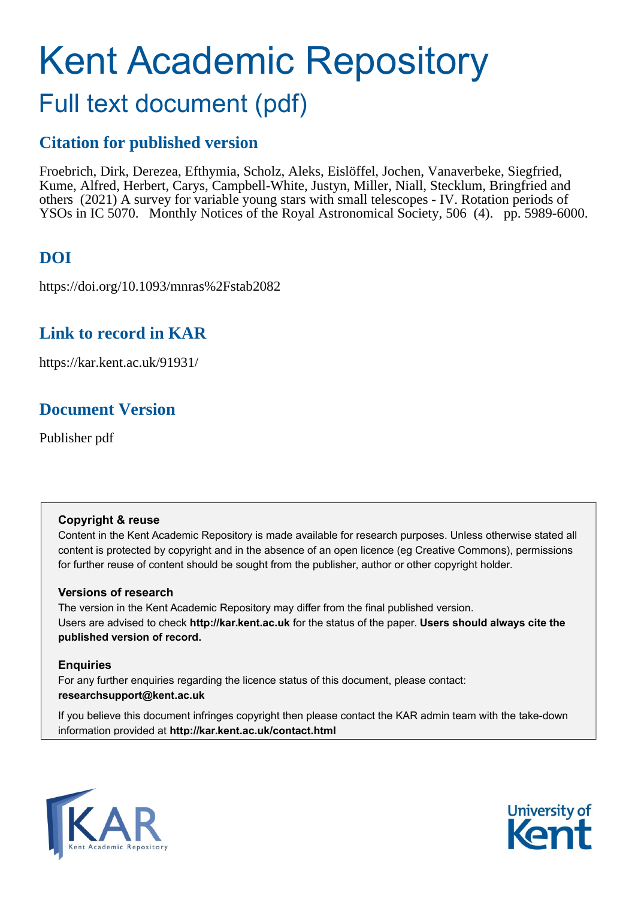# Kent Academic Repository

## Full text document (pdf)

## Citation for published version

Froebrich, Dirk, Derezea, Efthymia, Scholz, Aleks, Eislöffel, Jochen, Vanaverbeke, Siegfried, Kume, Alfred, Herbert, Carys, Campbell-White, Justyn, Miller, Niall, Stecklum, Bringfried and others (2021) A survey for variable young stars with small telescopes - IV. Rotation periods of YSOs in IC 5070. Monthly Notices of the Royal Astronomical Society, 506 (4). pp. 5989-6000.

## DOI

https://doi.org/10.1093/mnras%2Fstab2082

## Link to record in KAR

https://kar.kent.ac.uk/91931/

## Document Version

Publisher pdf

**Copyright & reuse**

Content in the Kent Academic Repository is made available for research purposes. Unless otherwise stated all content is protected by copyright and in the absence of an open licence (eg Creative Commons), permissions for further reuse of content should be sought from the publisher, author or other copyright holder.

**Versions of research**

The version in the Kent Academic Repository may differ from the final published version. Users are advised to check **http://kar.kent.ac.uk** for the status of the paper. **Users should always cite the published version of record.**

**Enquiries**

For any further enquiries regarding the licence status of this document, please contact: **researchsupport@kent.ac.uk**

If you believe this document infringes copyright then please contact the KAR admin team with the take-down information provided at **http://kar.kent.ac.uk/contact.html**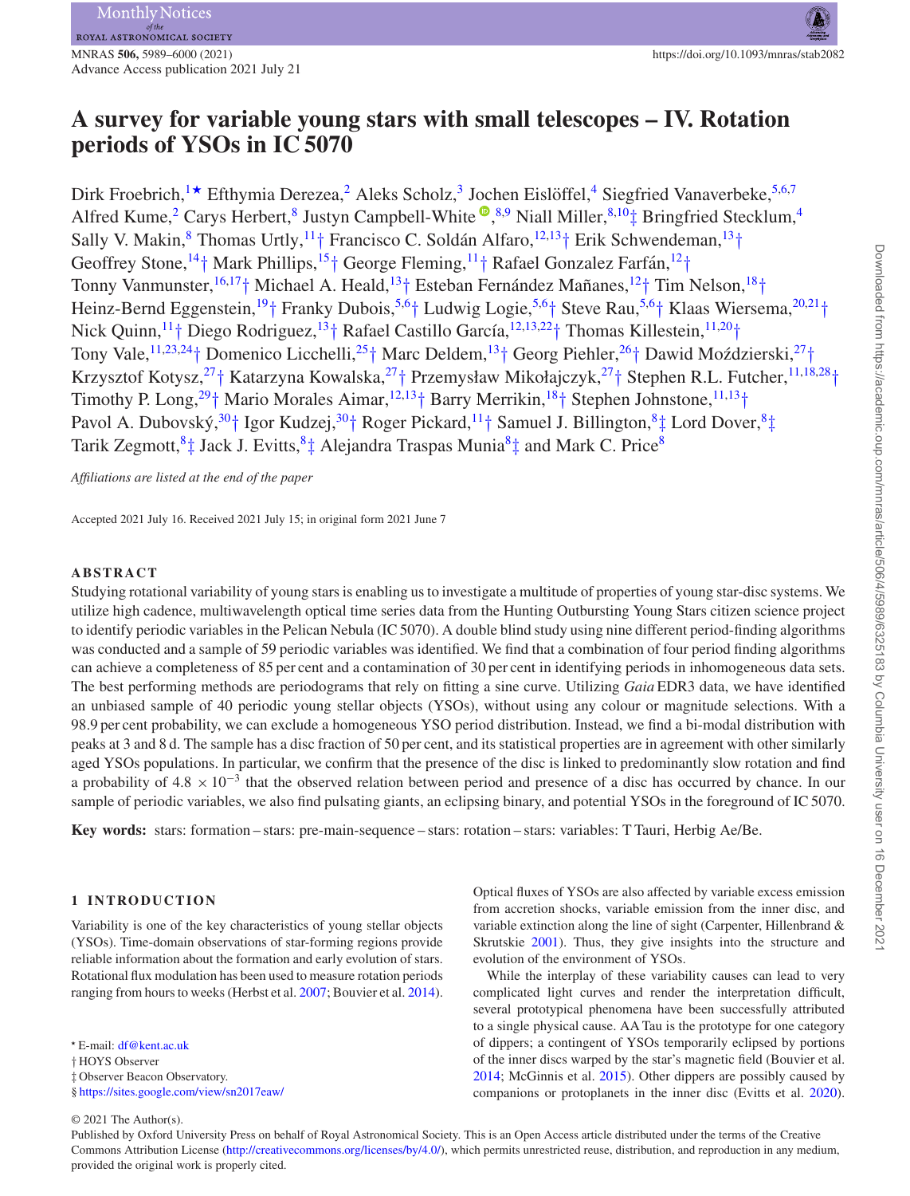# A survey for variable young stars with small telescopes – IV. Rotation periods of YSOs in IC 5070

Dirk Froebrich,[1★] Efthymia Derezea,[2] Aleks Scholz,[3] Jochen Eislöffel,[4] Siegfried Vanaverbeke,[5,6,7] Alfred Kume,[2] Carys Herbert,[8] Justyn Campbell-White,[8,9] Niall Miller,[8,10‡] Bringfried Stecklum,[4] Sally V. Makin,[8] Thomas Urtly,[11†] Francisco C. Soldán Alfaro,[12,13†] Erik Schwendeman,[13†] Geoffrey Stone,[14†] Mark Phillips,[15†] George Fleming,[11†] Rafael Gonzalez Farfán,[12†] Tonny Vanmunster,[16,17†] Michael A. Heald,[13†] Esteban Fernández Mañanes,[12†] Tim Nelson,[18†] Heinz-Bernd Eggenstein,[19†] Franky Dubois,[5,6†] Ludwig Logie,[5,6†] Steve Rau,[5,6†] Klaas Wiersema,[20,21†] Nick Quinn,[11†] Diego Rodriguez,[13†] Rafael Castillo García,[12,13,22†] Thomas Killestein,[11,20†] Tony Vale,[11,23,24†] Domenico Licchelli,[25†] Marc Deldem,[13†] Georg Piehler,[26†] Dawid Moździerski,[27†] Krzysztof Kotysz,[27†] Katarzyna Kowalska,[27†] Przemysław Mikołajczyk,[27†] Stephen R.L. Futcher,[11,18,28†] Timothy P. Long,[29†] Mario Morales Aimar,[12,13†] Barry Merrikin,[18†] Stephen Johnstone,[11,13†] Pavol A. Dubovský,[30†] Igor Kudzej,[30†] Roger Pickard,[11†] Samuel J. Billington,[8‡] Lord Dover,[8‡] Tarik Zegmott,[8‡] Jack J. Evitts,[8‡] Alejandra Traspas Munia[8‡] and Mark C. Price[8]

*Affiliations are listed at the end of the paper*

Accepted 2021 July 16. Received 2021 July 15; in original form 2021 June 7

## ABSTRACT

Studying rotational variability of young stars is enabling us to investigate a multitude of properties of young star-disc systems. We utilize high cadence, multiwavelength optical time series data from the Hunting Outbursting Young Stars citizen science project to identify periodic variables in the Pelican Nebula (IC 5070). A double blind study using nine different period-finding algorithms was conducted and a sample of 59 periodic variables was identified. We find that a combination of four period finding algorithms can achieve a completeness of 85 per cent and a contamination of 30 per cent in identifying periods in inhomogeneous data sets. The best performing methods are periodograms that rely on fitting a sine curve. Utilizing *Gaia* EDR3 data, we have identified an unbiased sample of 40 periodic young stellar objects (YSOs), without using any colour or magnitude selections. With a 98.9 per cent probability, we can exclude a homogeneous YSO period distribution. Instead, we find a bi-modal distribution with peaks at 3 and 8 d. The sample has a disc fraction of 50 per cent, and its statistical properties are in agreement with other similarly aged YSOs populations. In particular, we confirm that the presence of the disc is linked to predominantly slow rotation and find a probability of $4.8 \times 10^{-3}$ that the observed relation between period and presence of a disc has occurred by chance. In our sample of periodic variables, we also find pulsating giants, an eclipsing binary, and potential YSOs in the foreground of IC 5070.

**Key words:** stars: formation – stars: pre-main-sequence – stars: rotation – stars: variables: T Tauri, Herbig Ae/Be.

## 1 INTRODUCTION

Variability is one of the key characteristics of young stellar objects (YSOs). Time-domain observations of star-forming regions provide reliable information about the formation and early evolution of stars. Rotational flux modulation has been used to measure rotation periods ranging from hours to weeks (Herbst et al. 2007; Bouvier et al. 2014).

Optical fluxes of YSOs are also affected by variable excess emission from accretion shocks, variable emission from the inner disc, and variable extinction along the line of sight (Carpenter, Hillenbrand & Skrutskie 2001). Thus, they give insights into the structure and evolution of the environment of YSOs.

While the interplay of these variability causes can lead to very complicated light curves and render the interpretation difficult, several prototypical phenomena have been successfully attributed to a single physical cause. AA Tau is the prototype for one category of dippers; a contingent of YSOs temporarily eclipsed by portions of the inner discs warped by the star's magnetic field (Bouvier et al. 2014; McGinnis et al. 2015). Other dippers are possibly caused by companions or protoplanets in the inner disc (Evitts et al. 2020).

★ E-mail: df@kent.ac.uk
† HOYS Observer
‡ Observer Beacon Observatory.
§ https://sites.google.com/view/sn2017eaw/

© 2021 The Author(s).
Published by Oxford University Press on behalf of Royal Astronomical Society. This is an Open Access article distributed under the terms of the Creative Commons Attribution License (http://creativecommons.org/licenses/by/4.0/), which permits unrestricted reuse, distribution, and reproduction in any medium, provided the original work is properly cited.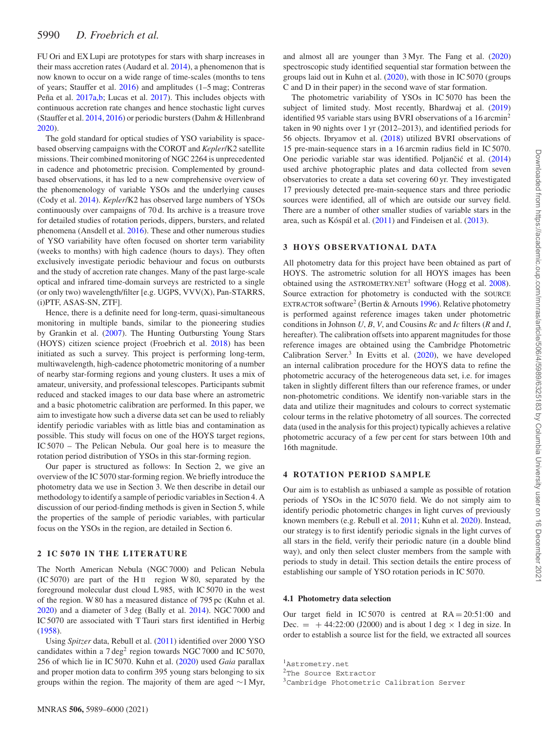FU Ori and EX Lupi are prototypes for stars with sharp increases in their mass accretion rates (Audard et al. 2014), a phenomenon that is now known to occur on a wide range of time-scales (months to tens of years; Stauffer et al. 2016) and amplitudes (1–5 mag; Contreras Peña et al. 2017a,b; Lucas et al. 2017). This includes objects with continuous accretion rate changes and hence stochastic light curves (Stauffer et al. 2014, 2016) or periodic bursters (Dahm & Hillenbrand 2020).

The gold standard for optical studies of YSO variability is space-based observing campaigns with the COROT and *Kepler*/K2 satellite missions. Their combined monitoring of NGC 2264 is unprecedented in cadence and photometric precision. Complemented by ground-based observations, it has led to a new comprehensive overview of the phenomenology of variable YSOs and the underlying causes (Cody et al. 2014). *Kepler*/K2 has observed large numbers of YSOs continuously over campaigns of 70 d. Its archive is a treasure trove for detailed studies of rotation periods, dippers, bursters, and related phenomena (Ansdell et al. 2016). These and other numerous studies of YSO variability have often focused on shorter term variability (weeks to months) with high cadence (hours to days). They often exclusively investigate periodic behaviour and focus on outbursts and the study of accretion rate changes. Many of the past large-scale optical and infrared time-domain surveys are restricted to a single (or only two) wavelength/filter [e.g. UGPS, VVV(X), Pan-STARRS, (i)PTF, ASAS-SN, ZTF].

Hence, there is a definite need for long-term, quasi-simultaneous monitoring in multiple bands, similar to the pioneering studies by Grankin et al. (2007). The Hunting Outbursting Young Stars (HOYS) citizen science project (Froebrich et al. 2018) has been initiated as such a survey. This project is performing long-term, multiwavelength, high-cadence photometric monitoring of a number of nearby star-forming regions and young clusters. It uses a mix of amateur, university, and professional telescopes. Participants submit reduced and stacked images to our data base where an astrometric and a basic photometric calibration are performed. In this paper, we aim to investigate how such a diverse data set can be used to reliably identify periodic variables with as little bias and contamination as possible. This study will focus on one of the HOYS target regions, IC 5070 – The Pelican Nebula. Our goal here is to measure the rotation period distribution of YSOs in this star-forming region.

Our paper is structured as follows: In Section 2, we give an overview of the IC 5070 star-forming region. We briefly introduce the photometry data we use in Section 3. We then describe in detail our methodology to identify a sample of periodic variables in Section 4. A discussion of our period-finding methods is given in Section 5, while the properties of the sample of periodic variables, with particular focus on the YSOs in the region, are detailed in Section 6.

## 2 IC 5070 IN THE LITERATURE

The North American Nebula (NGC 7000) and Pelican Nebula (IC 5070) are part of the H II region W 80, separated by the foreground molecular dust cloud L 985, with IC 5070 in the west of the region. W 80 has a measured distance of 795 pc (Kuhn et al. 2020) and a diameter of 3 deg (Bally et al. 2014). NGC 7000 and IC 5070 are associated with T Tauri stars first identified in Herbig (1958).

Using *Spitzer* data, Rebull et al. (2011) identified over 2000 YSO candidates within a 7 deg$^2$ region towards NGC 7000 and IC 5070, 256 of which lie in IC 5070. Kuhn et al. (2020) used *Gaia* parallax and proper motion data to confirm 395 young stars belonging to six groups within the region. The majority of them are aged ∼1 Myr, and almost all are younger than 3 Myr. The Fang et al. (2020) spectroscopic study identified sequential star formation between the groups laid out in Kuhn et al. (2020), with those in IC 5070 (groups C and D in their paper) in the second wave of star formation.

The photometric variability of YSOs in IC 5070 has been the subject of limited study. Most recently, Bhardwaj et al. (2019) identified 95 variable stars using BVRI observations of a 16 arcmin$^2$ taken in 90 nights over 1 yr (2012–2013), and identified periods for 56 objects. Ibryamov et al. (2018) utilized BVRI observations of 15 pre-main-sequence stars in a 16 arcmin radius field in IC 5070. One periodic variable star was identified. Poljančić et al. (2014) used archive photographic plates and data collected from seven observatories to create a data set covering 60 yr. They investigated 17 previously detected pre-main-sequence stars and three periodic sources were identified, all of which are outside our survey field. There are a number of other smaller studies of variable stars in the area, such as Kóspál et al. (2011) and Findeisen et al. (2013).

## 3 HOYS OBSERVATIONAL DATA

All photometry data for this project have been obtained as part of HOYS. The astrometric solution for all HOYS images has been obtained using the ASTROMETRY.NET[1] software (Hogg et al. 2008). Source extraction for photometry is conducted with the SOURCE EXTRACTOR software[2] (Bertin & Arnouts 1996). Relative photometry is performed against reference images taken under photometric conditions in Johnson *U*, *B*, *V*, and Cousins *Rc* and *Ic* filters (*R* and *I*, hereafter). The calibration offsets into apparent magnitudes for those reference images are obtained using the Cambridge Photometric Calibration Server.[3] In Evitts et al. (2020), we have developed an internal calibration procedure for the HOYS data to refine the photometric accuracy of the heterogeneous data set, i.e. for images taken in slightly different filters than our reference frames, or under non-photometric conditions. We identify non-variable stars in the data and utilize their magnitudes and colours to correct systematic colour terms in the relative photometry of all sources. The corrected data (used in the analysis for this project) typically achieves a relative photometric accuracy of a few per cent for stars between 10th and 16th magnitude.

## 4 ROTATION PERIOD SAMPLE

Our aim is to establish as unbiased a sample as possible of rotation periods of YSOs in the IC 5070 field. We do not simply aim to identify periodic photometric changes in light curves of previously known members (e.g. Rebull et al. 2011; Kuhn et al. 2020). Instead, our strategy is to first identify periodic signals in the light curves of all stars in the field, verify their periodic nature (in a double blind way), and only then select cluster members from the sample with periods to study in detail. This section details the entire process of establishing our sample of YSO rotation periods in IC 5070.

### 4.1 Photometry data selection

Our target field in IC 5070 is centred at RA = 20:51:00 and Dec. = + 44:22:00 (J2000) and is about 1 deg × 1 deg in size. In order to establish a source list for the field, we extracted all sources

[1] Astrometry.net
[2] The Source Extractor
[3] Cambridge Photometric Calibration Server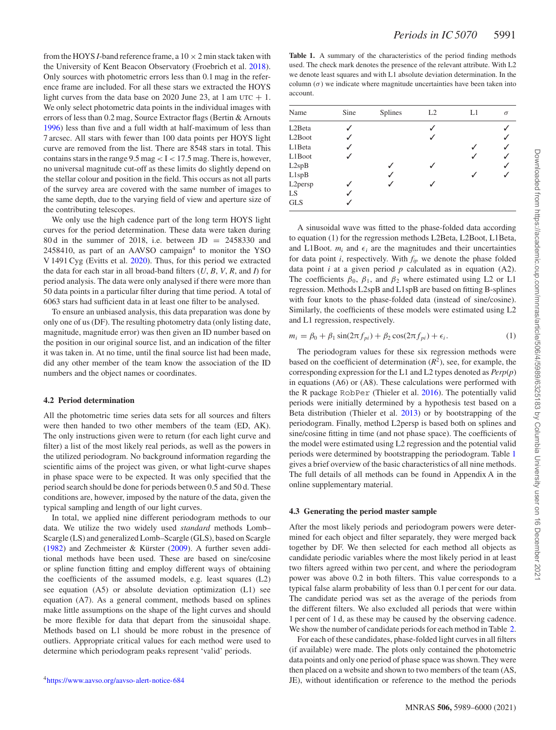from the HOYS *I*-band reference frame, a 10 × 2 min stack taken with the University of Kent Beacon Observatory (Froebrich et al. 2018). Only sources with photometric errors less than 0.1 mag in the reference frame are included. For all these stars we extracted the HOYS light curves from the data base on 2020 June 23, at 1 am UTC + 1. We only select photometric data points in the individual images with errors of less than 0.2 mag, Source Extractor flags (Bertin & Arnouts 1996) less than five and a full width at half-maximum of less than 7 arcsec. All stars with fewer than 100 data points per HOYS light curve are removed from the list. There are 8548 stars in total. This contains stars in the range 9.5 mag < I < 17.5 mag. There is, however, no universal magnitude cut-off as these limits do slightly depend on the stellar colour and position in the field. This occurs as not all parts of the survey area are covered with the same number of images to the same depth, due to the varying field of view and aperture size of the contributing telescopes.

We only use the high cadence part of the long term HOYS light curves for the period determination. These data were taken during 80 d in the summer of 2018, i.e. between JD = 2458330 and 2458410, as part of an AAVSO campaign[4] to monitor the YSO V 1491 Cyg (Evitts et al. 2020). Thus, for this period we extracted the data for each star in all broad-band filters (*U*, *B*, *V*, *R*, and *I*) for period analysis. The data were only analysed if there were more than 50 data points in a particular filter during that time period. A total of 6063 stars had sufficient data in at least one filter to be analysed.

To ensure an unbiased analysis, this data preparation was done by only one of us (DF). The resulting photometry data (only listing date, magnitude, magnitude error) was then given an ID number based on the position in our original source list, and an indication of the filter it was taken in. At no time, until the final source list had been made, did any other member of the team know the association of the ID numbers and the object names or coordinates.

### 4.2 Period determination

All the photometric time series data sets for all sources and filters were then handed to two other members of the team (ED, AK). The only instructions given were to return (for each light curve and filter) a list of the most likely real periods, as well as the powers in the utilized periodogram. No background information regarding the scientific aims of the project was given, or what light-curve shapes in phase space were to be expected. It was only specified that the period search should be done for periods between 0.5 and 50 d. These conditions are, however, imposed by the nature of the data, given the typical sampling and length of our light curves.

In total, we applied nine different periodogram methods to our data. We utilize the two widely used *standard* methods Lomb–Scargle (LS) and generalized Lomb–Scargle (GLS), based on Scargle (1982) and Zechmeister & Kürster (2009). A further seven additional methods have been used. These are based on sine/cosine or spline function fitting and employ different ways of obtaining the coefficients of the assumed models, e.g. least squares (L2) see equation (A5) or absolute deviation optimization (L1) see equation (A7). As a general comment, methods based on splines make little assumptions on the shape of the light curves and should be more flexible for data that depart from the sinusoidal shape. Methods based on L1 should be more robust in the presence of outliers. Appropriate critical values for each method were used to determine which periodogram peaks represent 'valid' periods.

[4] https://www.aavso.org/aavso-alert-notice-684

**Table 1.** A summary of the characteristics of the period finding methods used. The check mark denotes the presence of the relevant attribute. With L2 we denote least squares and with L1 absolute deviation determination. In the column ($\sigma$) we indicate where magnitude uncertainties have been taken into account.

| Name | Sine | Splines | L2 | L1 | $\sigma$ |
|---|---|---|---|---|---|
| L2Beta | ✓ | | ✓ | | ✓ |
| L2Boot | ✓ | | ✓ | | ✓ |
| L1Beta | ✓ | | | ✓ | ✓ |
| L1Boot | ✓ | | | ✓ | ✓ |
| L2spB | | ✓ | ✓ | | ✓ |
| L1spB | | ✓ | | ✓ | ✓ |
| L2persp | ✓ | ✓ | ✓ | | |
| LS | ✓ | | | | |
| GLS | ✓ | | | | |

A sinusoidal wave was fitted to the phase-folded data according to equation (1) for the regression methods L2Beta, L2Boot, L1Beta, and L1Boot. $m_i$ and $\epsilon_i$ are the magnitudes and their uncertainties for data point *i*, respectively. With $f_{ip}$ we denote the phase folded data point *i* at a given period *p* calculated as in equation (A2). The coefficients $\beta_0$, $\beta_1$, and $\beta_2$ where estimated using L2 or L1 regression. Methods L2spB and L1spB are based on fitting B-splines with four knots to the phase-folded data (instead of sine/cosine). Similarly, the coefficients of these models were estimated using L2 and L1 regression, respectively.

$$m_i = \beta_0 + \beta_1 \sin(2\pi f_{pi}) + \beta_2 \cos(2\pi f_{pi}) + \epsilon_i. \quad (1)$$

The periodogram values for these six regression methods were based on the coefficient of determination ($R^2$), see, for example, the corresponding expression for the L1 and L2 types denoted as *Perp*(*p*) in equations (A6) or (A8). These calculations were performed with the R package `RobPer` (Thieler et al. 2016). The potentially valid periods were initially determined by a hypothesis test based on a Beta distribution (Thieler et al. 2013) or by bootstrapping of the periodogram. Finally, method L2persp is based both on splines and sine/cosine fitting in time (and not phase space). The coefficients of the model were estimated using L2 regression and the potential valid periods were determined by bootstrapping the periodogram. Table 1 gives a brief overview of the basic characteristics of all nine methods. The full details of all methods can be found in Appendix A in the online supplementary material.

### 4.3 Generating the period master sample

After the most likely periods and periodogram powers were determined for each object and filter separately, they were merged back together by DF. We then selected for each method all objects as candidate periodic variables where the most likely period in at least two filters agreed within two per cent, and where the periodogram power was above 0.2 in both filters. This value corresponds to a typical false alarm probability of less than 0.1 per cent for our data. The candidate period was set as the average of the periods from the different filters. We also excluded all periods that were within 1 per cent of 1 d, as these may be caused by the observing cadence. We show the number of candidate periods for each method in Table 2.

For each of these candidates, phase-folded light curves in all filters (if available) were made. The plots only contained the photometric data points and only one period of phase space was shown. They were then placed on a website and shown to two members of the team (AS, JE), without identification or reference to the method the periods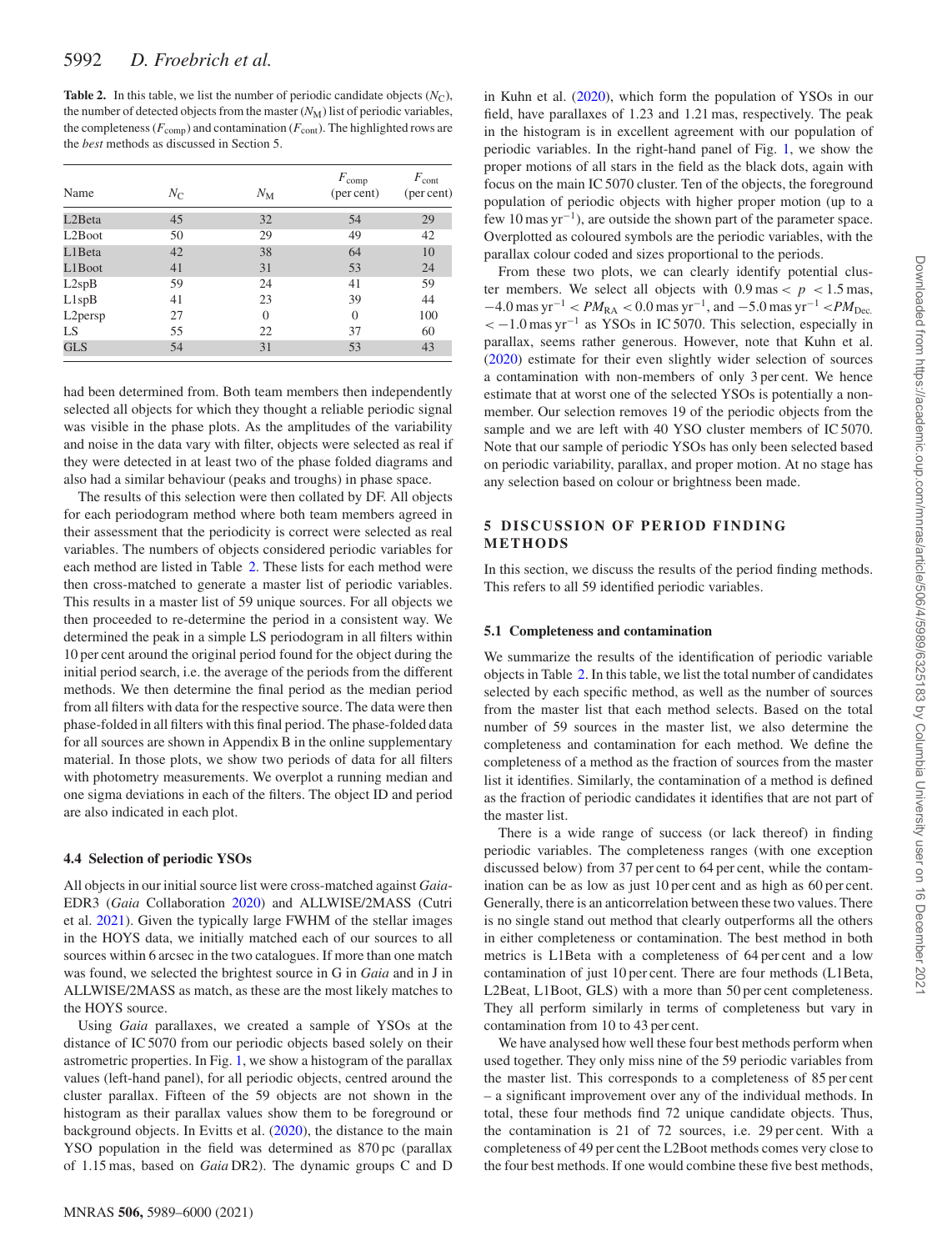**Table 2.** In this table, we list the number of periodic candidate objects ($N_C$), the number of detected objects from the master ($N_M$) list of periodic variables, the completeness ($F_{comp}$) and contamination ($F_{cont}$). The highlighted rows are the *best* methods as discussed in Section 5.

| Name | $N_C$ | $N_M$ | $F_{comp}$ (per cent) | $F_{cont}$ (per cent) |
|---|---|---|---|---|
| L2Beta | 45 | 32 | 54 | 29 |
| L2Boot | 50 | 29 | 49 | 42 |
| L1Beta | 42 | 38 | 64 | 10 |
| L1Boot | 41 | 31 | 53 | 24 |
| L2spB | 59 | 24 | 41 | 59 |
| L1spB | 41 | 23 | 39 | 44 |
| L2persp | 27 | 0 | 0 | 100 |
| LS | 55 | 22 | 37 | 60 |
| GLS | 54 | 31 | 53 | 43 |

had been determined from. Both team members then independently selected all objects for which they thought a reliable periodic signal was visible in the phase plots. As the amplitudes of the variability and noise in the data vary with filter, objects were selected as real if they were detected in at least two of the phase folded diagrams and also had a similar behaviour (peaks and troughs) in phase space.

The results of this selection were then collated by DF. All objects for each periodogram method where both team members agreed in their assessment that the periodicity is correct were selected as real variables. The numbers of objects considered periodic variables for each method are listed in Table 2. These lists for each method were then cross-matched to generate a master list of periodic variables. This results in a master list of 59 unique sources. For all objects we then proceeded to re-determine the period in a consistent way. We determined the peak in a simple LS periodogram in all filters within 10 per cent around the original period found for the object during the initial period search, i.e. the average of the periods from the different methods. We then determine the final period as the median period from all filters with data for the respective source. The data were then phase-folded in all filters with this final period. The phase-folded data for all sources are shown in Appendix B in the online supplementary material. In those plots, we show two periods of data for all filters with photometry measurements. We overplot a running median and one sigma deviations in each of the filters. The object ID and period are also indicated in each plot.

### 4.4 Selection of periodic YSOs

All objects in our initial source list were cross-matched against *Gaia*-EDR3 (*Gaia* Collaboration 2020) and ALLWISE/2MASS (Cutri et al. 2021). Given the typically large FWHM of the stellar images in the HOYS data, we initially matched each of our sources to all sources within 6 arcsec in the two catalogues. If more than one match was found, we selected the brightest source in G in *Gaia* and in J in ALLWISE/2MASS as match, as these are the most likely matches to the HOYS source.

Using *Gaia* parallaxes, we created a sample of YSOs at the distance of IC 5070 from our periodic objects based solely on their astrometric properties. In Fig. 1, we show a histogram of the parallax values (left-hand panel), for all periodic objects, centred around the cluster parallax. Fifteen of the 59 objects are not shown in the histogram as their parallax values show them to be foreground or background objects. In Evitts et al. (2020), the distance to the main YSO population in the field was determined as 870 pc (parallax of 1.15 mas, based on *Gaia* DR2). The dynamic groups C and D in Kuhn et al. (2020), which form the population of YSOs in our field, have parallaxes of 1.23 and 1.21 mas, respectively. The peak in the histogram is in excellent agreement with our population of periodic variables. In the right-hand panel of Fig. 1, we show the proper motions of all stars in the field as the black dots, again with focus on the main IC 5070 cluster. Ten of the objects, the foreground population of periodic objects with higher proper motion (up to a few 10 mas $yr^{-1}$), are outside the shown part of the parameter space. Overplotted as coloured symbols are the periodic variables, with the parallax colour coded and sizes proportional to the periods.

From these two plots, we can clearly identify potential cluster members. We select all objects with $0.9\,\text{mas} < p < 1.5\,\text{mas}$, $-4.0\,\text{mas yr}^{-1} < PM_{\text{RA}} < 0.0\,\text{mas yr}^{-1}$, and $-5.0\,\text{mas yr}^{-1} < PM_{\text{Dec.}} < -1.0\,\text{mas yr}^{-1}$ as YSOs in IC 5070. This selection, especially in parallax, seems rather generous. However, note that Kuhn et al. (2020) estimate for their even slightly wider selection of sources a contamination with non-members of only 3 per cent. We hence estimate that at worst one of the selected YSOs is potentially a non-member. Our selection removes 19 of the periodic objects from the sample and we are left with 40 YSO cluster members of IC 5070. Note that our sample of periodic YSOs has only been selected based on periodic variability, parallax, and proper motion. At no stage has any selection based on colour or brightness been made.

## 5 DISCUSSION OF PERIOD FINDING METHODS

In this section, we discuss the results of the period finding methods. This refers to all 59 identified periodic variables.

### 5.1 Completeness and contamination

We summarize the results of the identification of periodic variable objects in Table 2. In this table, we list the total number of candidates selected by each specific method, as well as the number of sources from the master list that each method selects. Based on the total number of 59 sources in the master list, we also determine the completeness and contamination for each method. We define the completeness of a method as the fraction of sources from the master list it identifies. Similarly, the contamination of a method is defined as the fraction of periodic candidates it identifies that are not part of the master list.

There is a wide range of success (or lack thereof) in finding periodic variables. The completeness ranges (with one exception discussed below) from 37 per cent to 64 per cent, while the contamination can be as low as just 10 per cent and as high as 60 per cent. Generally, there is an anticorrelation between these two values. There is no single stand out method that clearly outperforms all the others in either completeness or contamination. The best method in both metrics is L1Beta with a completeness of 64 per cent and a low contamination of just 10 per cent. There are four methods (L1Beta, L2Beat, L1Boot, GLS) with a more than 50 per cent completeness. They all perform similarly in terms of completeness but vary in contamination from 10 to 43 per cent.

We have analysed how well these four best methods perform when used together. They only miss nine of the 59 periodic variables from the master list. This corresponds to a completeness of 85 per cent – a significant improvement over any of the individual methods. In total, these four methods find 72 unique candidate objects. Thus, the contamination is 21 of 72 sources, i.e. 29 per cent. With a completeness of 49 per cent the L2Boot methods comes very close to the four best methods. If one would combine these five best methods,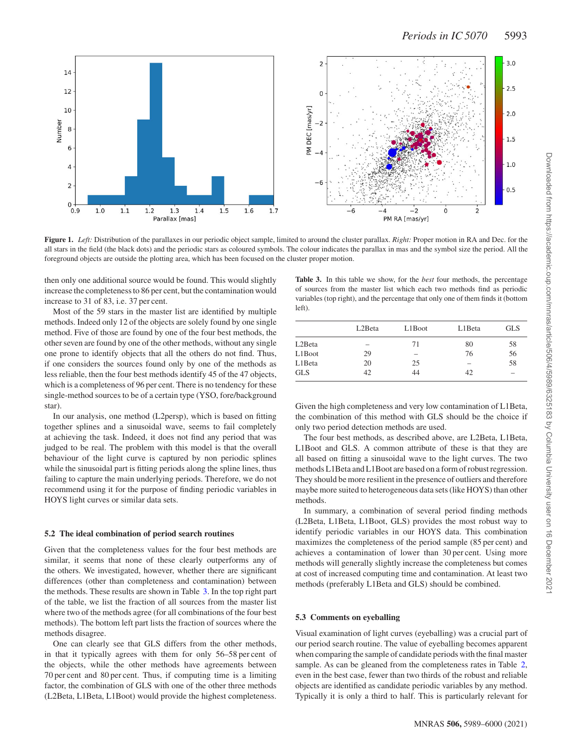Figure 1. *Left:* Distribution of the parallaxes in our periodic object sample, limited to around the cluster parallax. *Right:* Proper motion in RA and Dec. for the all stars in the field (the black dots) and the periodic stars as coloured symbols. The colour indicates the parallax in mas and the symbol size the period. All the foreground objects are outside the plotting area, which has been focused on the cluster proper motion.

then only one additional source would be found. This would slightly increase the completeness to 86 per cent, but the contamination would increase to 31 of 83, i.e. 37 per cent.

Most of the 59 stars in the master list are identified by multiple methods. Indeed only 12 of the objects are solely found by one single method. Five of those are found by one of the four best methods, the other seven are found by one of the other methods, without any single one prone to identify objects that all the others do not find. Thus, if one considers the sources found only by one of the methods as less reliable, then the four best methods identify 45 of the 47 objects, which is a completeness of 96 per cent. There is no tendency for these single-method sources to be of a certain type (YSO, fore/background star).

In our analysis, one method (L2persp), which is based on fitting together splines and a sinusoidal wave, seems to fail completely at achieving the task. Indeed, it does not find any period that was judged to be real. The problem with this model is that the overall behaviour of the light curve is captured by non periodic splines while the sinusoidal part is fitting periods along the spline lines, thus failing to capture the main underlying periods. Therefore, we do not recommend using it for the purpose of finding periodic variables in HOYS light curves or similar data sets.

### 5.2 The ideal combination of period search routines

Given that the completeness values for the four best methods are similar, it seems that none of these clearly outperforms any of the others. We investigated, however, whether there are significant differences (other than completeness and contamination) between the methods. These results are shown in Table 3. In the top right part of the table, we list the fraction of all sources from the master list where two of the methods agree (for all combinations of the four best methods). The bottom left part lists the fraction of sources where the methods disagree.

One can clearly see that GLS differs from the other methods, in that it typically agrees with them for only 56–58 per cent of the objects, while the other methods have agreements between 70 per cent and 80 per cent. Thus, if computing time is a limiting factor, the combination of GLS with one of the other three methods (L2Beta, L1Beta, L1Boot) would provide the highest completeness.

**Table 3.** In this table we show, for the *best* four methods, the percentage of sources from the master list which each two methods find as periodic variables (top right), and the percentage that only one of them finds it (bottom left).

| | L2Beta | L1Boot | L1Beta | GLS |
|---|---|---|---|---|
| L2Beta | – | 71 | 80 | 58 |
| L1Boot | 29 | – | 76 | 56 |
| L1Beta | 20 | 25 | – | 58 |
| GLS | 42 | 44 | 42 | – |

Given the high completeness and very low contamination of L1Beta, the combination of this method with GLS should be the choice if only two period detection methods are used.

The four best methods, as described above, are L2Beta, L1Beta, L1Boot and GLS. A common attribute of these is that they are all based on fitting a sinusoidal wave to the light curves. The two methods L1Beta and L1Boot are based on a form of robust regression. They should be more resilient in the presence of outliers and therefore maybe more suited to heterogeneous data sets (like HOYS) than other methods.

In summary, a combination of several period finding methods (L2Beta, L1Beta, L1Boot, GLS) provides the most robust way to identify periodic variables in our HOYS data. This combination maximizes the completeness of the period sample (85 per cent) and achieves a contamination of lower than 30 per cent. Using more methods will generally slightly increase the completeness but comes at cost of increased computing time and contamination. At least two methods (preferably L1Beta and GLS) should be combined.

### 5.3 Comments on eyeballing

Visual examination of light curves (eyeballing) was a crucial part of our period search routine. The value of eyeballing becomes apparent when comparing the sample of candidate periods with the final master sample. As can be gleaned from the completeness rates in Table 2, even in the best case, fewer than two thirds of the robust and reliable objects are identified as candidate periodic variables by any method. Typically it is only a third to half. This is particularly relevant for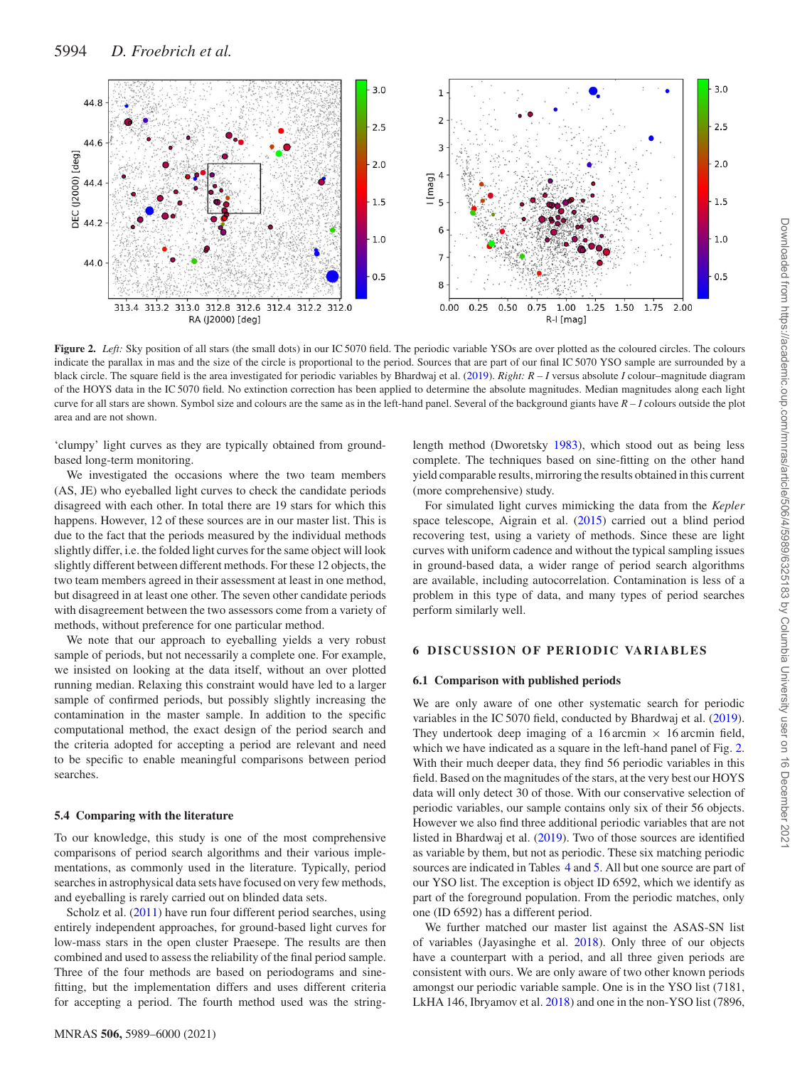**Figure 2.** *Left:* Sky position of all stars (the small dots) in our IC 5070 field. The periodic variable YSOs are over plotted as the coloured circles. The colours indicate the parallax in mas and the size of the circle is proportional to the period. Sources that are part of our final IC 5070 YSO sample are surrounded by a black circle. The square field is the area investigated for periodic variables by Bhardwaj et al. (2019). *Right:* $R - I$ versus absolute $I$ colour–magnitude diagram of the HOYS data in the IC 5070 field. No extinction correction has been applied to determine the absolute magnitudes. Median magnitudes along each light curve for all stars are shown. Symbol size and colours are the same as in the left-hand panel. Several of the background giants have $R - I$ colours outside the plot area and are not shown.

'clumpy' light curves as they are typically obtained from ground-based long-term monitoring.

We investigated the occasions where the two team members (AS, JE) who eyeballed light curves to check the candidate periods disagreed with each other. In total there are 19 stars for which this happens. However, 12 of these sources are in our master list. This is due to the fact that the periods measured by the individual methods slightly differ, i.e. the folded light curves for the same object will look slightly different between different methods. For these 12 objects, the two team members agreed in their assessment at least in one method, but disagreed in at least one other. The seven other candidate periods with disagreement between the two assessors come from a variety of methods, without preference for one particular method.

We note that our approach to eyeballing yields a very robust sample of periods, but not necessarily a complete one. For example, we insisted on looking at the data itself, without an over plotted running median. Relaxing this constraint would have led to a larger sample of confirmed periods, but possibly slightly increasing the contamination in the master sample. In addition to the specific computational method, the exact design of the period search and the criteria adopted for accepting a period are relevant and need to be specific to enable meaningful comparisons between period searches.

### 5.4 Comparing with the literature

To our knowledge, this study is one of the most comprehensive comparisons of period search algorithms and their various implementations, as commonly used in the literature. Typically, period searches in astrophysical data sets have focused on very few methods, and eyeballing is rarely carried out on blinded data sets.

Scholz et al. (2011) have run four different period searches, using entirely independent approaches, for ground-based light curves for low-mass stars in the open cluster Praesepe. The results are then combined and used to assess the reliability of the final period sample. Three of the four methods are based on periodograms and sine-fitting, but the implementation differs and uses different criteria for accepting a period. The fourth method used was the string-length method (Dworetsky 1983), which stood out as being less complete. The techniques based on sine-fitting on the other hand yield comparable results, mirroring the results obtained in this current (more comprehensive) study.

For simulated light curves mimicking the data from the *Kepler* space telescope, Aigrain et al. (2015) carried out a blind period recovering test, using a variety of methods. Since these are light curves with uniform cadence and without the typical sampling issues in ground-based data, a wider range of period search algorithms are available, including autocorrelation. Contamination is less of a problem in this type of data, and many types of period searches perform similarly well.

## 6 DISCUSSION OF PERIODIC VARIABLES

### 6.1 Comparison with published periods

We are only aware of one other systematic search for periodic variables in the IC 5070 field, conducted by Bhardwaj et al. (2019). They undertook deep imaging of a 16 arcmin × 16 arcmin field, which we have indicated as a square in the left-hand panel of Fig. 2. With their much deeper data, they find 56 periodic variables in this field. Based on the magnitudes of the stars, at the very best our HOYS data will only detect 30 of those. With our conservative selection of periodic variables, our sample contains only six of their 56 objects. However we also find three additional periodic variables that are not listed in Bhardwaj et al. (2019). Two of those sources are identified as variable by them, but not as periodic. These six matching periodic sources are indicated in Tables 4 and 5. All but one source are part of our YSO list. The exception is object ID 6592, which we identify as part of the foreground population. From the periodic matches, only one (ID 6592) has a different period.

We further matched our master list against the ASAS-SN list of variables (Jayasinghe et al. 2018). Only three of our objects have a counterpart with a period, and all three given periods are consistent with ours. We are only aware of two other known periods amongst our periodic variable sample. One is in the YSO list (7181, LkHA 146, Ibryamov et al. 2018) and one in the non-YSO list (7896,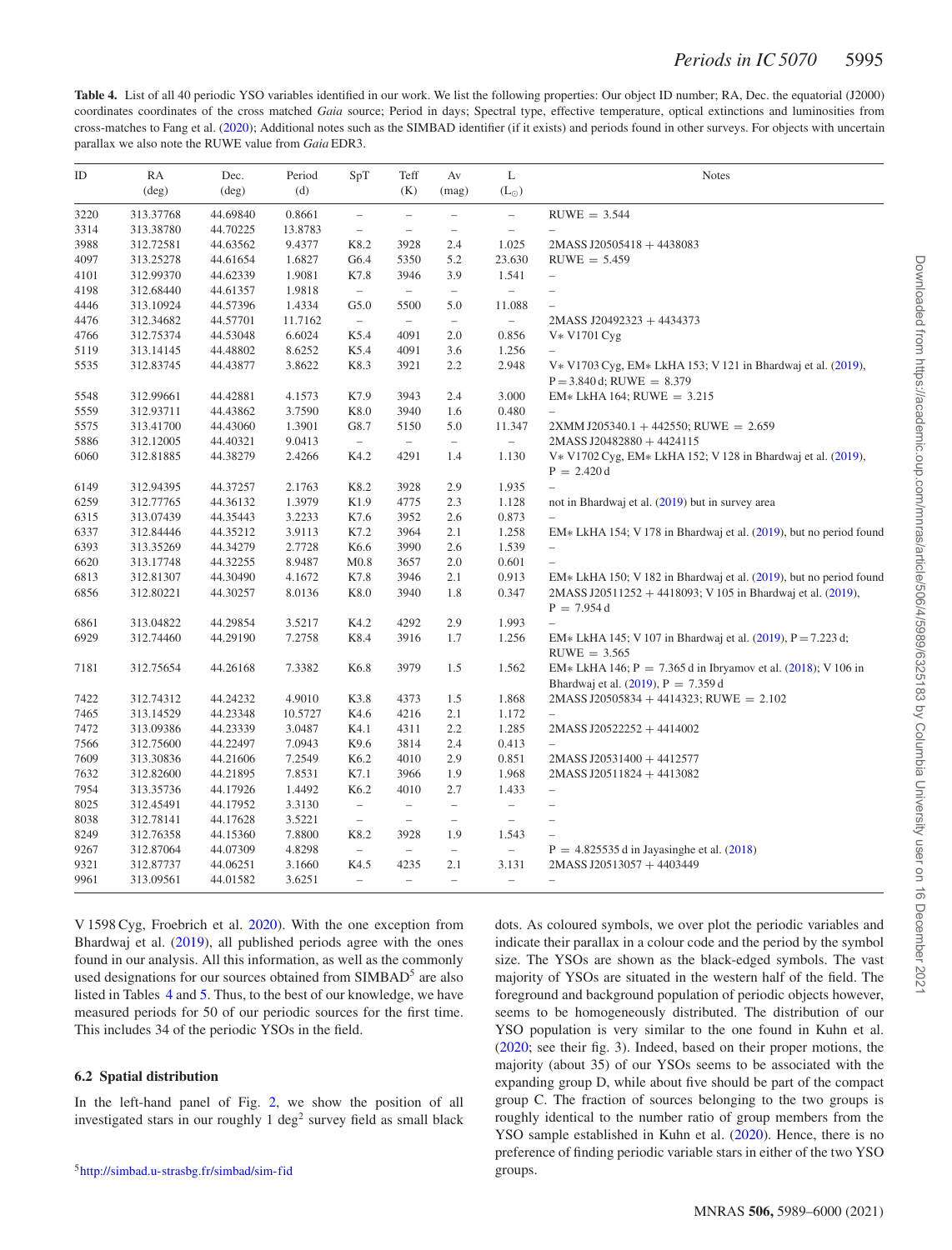**Table 4.** List of all 40 periodic YSO variables identified in our work. We list the following properties: Our object ID number; RA, Dec. the equatorial (J2000) coordinates coordinates of the cross matched *Gaia* source; Period in days; Spectral type, effective temperature, optical extinctions and luminosities from cross-matches to Fang et al. (2020); Additional notes such as the SIMBAD identifier (if it exists) and periods found in other surveys. For objects with uncertain parallax we also note the RUWE value from *Gaia* EDR3.

| ID | RA (deg) | Dec. (deg) | Period (d) | SpT | Teff (K) | Av (mag) | L ($L_\odot$) | Notes |
|---|---|---|---|---|---|---|---|---|
| 3220 | 313.37768 | 44.69840 | 0.8661 | – | – | – | – | RUWE = 3.544 |
| 3314 | 313.38780 | 44.70225 | 13.8783 | – | – | – | – | – |
| 3988 | 312.72581 | 44.63562 | 9.4377 | K8.2 | 3928 | 2.4 | 1.025 | 2MASS J20505418 + 4438083 |
| 4097 | 313.25278 | 44.61654 | 1.6827 | G6.4 | 5350 | 5.2 | 23.630 | RUWE = 5.459 |
| 4101 | 312.99370 | 44.62339 | 1.9081 | K7.8 | 3946 | 3.9 | 1.541 | – |
| 4198 | 312.68440 | 44.61357 | 1.9818 | – | – | – | – | – |
| 4446 | 313.10924 | 44.57396 | 1.4334 | G5.0 | 5500 | 5.0 | 11.088 | – |
| 4476 | 312.34682 | 44.57701 | 11.7162 | – | – | – | – | 2MASS J20492323 + 4434373 |
| 4766 | 312.75374 | 44.53048 | 6.6024 | K5.4 | 4091 | 2.0 | 0.856 | V* V1701 Cyg |
| 5119 | 313.14145 | 44.48802 | 8.6252 | K5.4 | 4091 | 3.6 | 1.256 | – |
| 5535 | 312.83745 | 44.43877 | 3.8622 | K8.3 | 3921 | 2.2 | 2.948 | V* V1703 Cyg, EM* LkHA 153; V 121 in Bhardwaj et al. (2019), P = 3.840 d; RUWE = 8.379 |
| 5548 | 312.99661 | 44.42881 | 4.1573 | K7.9 | 3943 | 2.4 | 3.000 | EM* LkHA 164; RUWE = 3.215 |
| 5559 | 312.93711 | 44.43862 | 3.7590 | K8.0 | 3940 | 1.6 | 0.480 | – |
| 5575 | 313.41700 | 44.43060 | 1.3901 | G8.7 | 5150 | 5.0 | 11.347 | 2XMM J205340.1 + 442550; RUWE = 2.659 |
| 5886 | 312.12005 | 44.40321 | 9.0413 | – | – | – | – | 2MASS J20482880 + 4424115 |
| 6060 | 312.81885 | 44.38279 | 2.4266 | K4.2 | 4291 | 1.4 | 1.130 | V* V1702 Cyg, EM* LkHA 152; V 128 in Bhardwaj et al. (2019), P = 2.420 d |
| 6149 | 312.94395 | 44.37257 | 2.1763 | K8.2 | 3928 | 2.9 | 1.935 | – |
| 6259 | 312.77765 | 44.36132 | 1.3979 | K1.9 | 4775 | 2.3 | 1.128 | not in Bhardwaj et al. (2019) but in survey area |
| 6315 | 313.07439 | 44.35443 | 3.2233 | K7.6 | 3952 | 2.6 | 0.873 | – |
| 6337 | 312.84446 | 44.35212 | 3.9113 | K7.2 | 3964 | 2.1 | 1.258 | EM* LkHA 154; V 178 in Bhardwaj et al. (2019), but no period found |
| 6393 | 313.35269 | 44.34279 | 2.7728 | K6.6 | 3990 | 2.6 | 1.539 | – |
| 6620 | 313.17748 | 44.32255 | 8.9487 | M0.8 | 3657 | 2.0 | 0.601 | – |
| 6813 | 312.81307 | 44.30490 | 4.1672 | K7.8 | 3946 | 2.1 | 0.913 | EM* LkHA 150; V 182 in Bhardwaj et al. (2019), but no period found |
| 6856 | 312.80221 | 44.30257 | 8.0136 | K8.0 | 3940 | 1.8 | 0.347 | 2MASS J20511252 + 4418093; V 105 in Bhardwaj et al. (2019), P = 7.954 d |
| 6861 | 313.04822 | 44.29854 | 3.5217 | K4.2 | 4292 | 2.9 | 1.993 | – |
| 6929 | 312.74460 | 44.29190 | 7.2758 | K8.4 | 3916 | 1.7 | 1.256 | EM* LkHA 145; V 107 in Bhardwaj et al. (2019), P = 7.223 d; RUWE = 3.565 |
| 7181 | 312.75654 | 44.26168 | 7.3382 | K6.8 | 3979 | 1.5 | 1.562 | EM* LkHA 146; P = 7.365 d in Ibryamov et al. (2018); V 106 in Bhardwaj et al. (2019), P = 7.359 d |
| 7422 | 312.74312 | 44.24232 | 4.9010 | K3.8 | 4373 | 1.5 | 1.868 | 2MASS J20505834 + 4414323; RUWE = 2.102 |
| 7465 | 313.14529 | 44.23348 | 10.5727 | K4.6 | 4216 | 2.1 | 1.172 | – |
| 7472 | 313.09386 | 44.23339 | 3.0487 | K4.1 | 4311 | 2.2 | 1.285 | 2MASS J20522252 + 4414002 |
| 7566 | 312.75600 | 44.22497 | 7.0943 | K9.6 | 3814 | 2.4 | 0.413 | – |
| 7609 | 313.30836 | 44.21606 | 7.2549 | K6.2 | 4010 | 2.9 | 0.851 | 2MASS J20531400 + 4412577 |
| 7632 | 312.82600 | 44.21895 | 7.8531 | K7.1 | 3966 | 1.9 | 1.968 | 2MASS J20511824 + 4413082 |
| 7954 | 313.35736 | 44.17926 | 1.4492 | K6.2 | 4010 | 2.7 | 1.433 | – |
| 8025 | 312.45491 | 44.17952 | 3.3130 | – | – | – | – | – |
| 8038 | 312.78141 | 44.17628 | 3.5221 | – | – | – | – | – |
| 8249 | 312.76358 | 44.15360 | 7.8800 | K8.2 | 3928 | 1.9 | 1.543 | – |
| 9267 | 312.87064 | 44.07309 | 4.8298 | – | – | – | – | P = 4.825535 d in Jayasinghe et al. (2018) |
| 9321 | 312.87737 | 44.06251 | 3.1660 | K4.5 | 4235 | 2.1 | 3.131 | 2MASS J20513057 + 4403449 |
| 9961 | 313.09561 | 44.01582 | 3.6251 | – | – | – | – | – |

V 1598 Cyg, Froebrich et al. 2020). With the one exception from Bhardwaj et al. (2019), all published periods agree with the ones found in our analysis. All this information, as well as the commonly used designations for our sources obtained from SIMBAD[5] are also listed in Tables 4 and 5. Thus, to the best of our knowledge, we have measured periods for 50 of our periodic sources for the first time. This includes 34 of the periodic YSOs in the field.

### 6.2 Spatial distribution

In the left-hand panel of Fig. 2, we show the position of all investigated stars in our roughly 1 deg$^2$ survey field as small black dots. As coloured symbols, we over plot the periodic variables and indicate their parallax in a colour code and the period by the symbol size. The YSOs are shown as the black-edged symbols. The vast majority of YSOs are situated in the western half of the field. The foreground and background population of periodic objects however, seems to be homogeneously distributed. The distribution of our YSO population is very similar to the one found in Kuhn et al. (2020; see their fig. 3). Indeed, based on their proper motions, the majority (about 35) of our YSOs seems to be associated with the expanding group D, while about five should be part of the compact group C. The fraction of sources belonging to the two groups is roughly identical to the number ratio of group members from the YSO sample established in Kuhn et al. (2020). Hence, there is no preference of finding periodic variable stars in either of the two YSO groups.

[5] http://simbad.u-strasbg.fr/simbad/sim-fid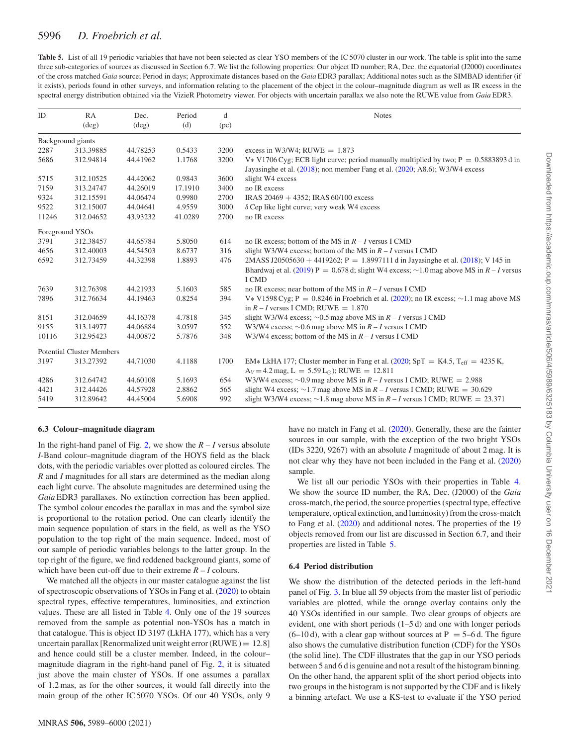**Table 5.** List of all 19 periodic variables that have not been selected as clear YSO members of the IC 5070 cluster in our work. The table is split into the same three sub-categories of sources as discussed in Section 6.7. We list the following properties: Our object ID number; RA, Dec. the equatorial (J2000) coordinates of the cross matched *Gaia* source; Period in days; Approximate distances based on the *Gaia* EDR3 parallax; Additional notes such as the SIMBAD identifier (if it exists), periods found in other surveys, and information relating to the placement of the object in the colour–magnitude diagram as well as IR excess in the spectral energy distribution obtained via the VizieR Photometry viewer. For objects with uncertain parallax we also note the RUWE value from *Gaia* EDR3.

| ID | RA (deg) | Dec. (deg) | Period (d) | d (pc) | Notes |
|---|---|---|---|---|---|
| Background giants | | | | | |
| 2287 | 313.39885 | 44.78253 | 0.5433 | 3200 | excess in W3/W4; RUWE = 1.873 |
| 5686 | 312.94814 | 44.41962 | 1.1768 | 3200 | V* V1706 Cyg; ECB light curve; period manually multiplied by two; P = 0.5883893 d in Jayasinghe et al. (2018); non member Fang et al. (2020; A8.6); W3/W4 excess |
| 5715 | 312.10525 | 44.42062 | 0.9843 | 3600 | slight W4 excess |
| 7159 | 313.24747 | 44.26019 | 17.1910 | 3400 | no IR excess |
| 9324 | 312.15591 | 44.06474 | 0.9980 | 2700 | IRAS 20469 + 4352; IRAS 60/100 excess |
| 9522 | 312.15007 | 44.04641 | 4.9559 | 3000 | $\delta$ Cep like light curve; very weak W4 excess |
| 11246 | 312.04652 | 43.93232 | 41.0289 | 2700 | no IR excess |
| Foreground YSOs | | | | | |
| 3791 | 312.38457 | 44.65784 | 5.8050 | 614 | no IR excess; bottom of the MS in $R$ – $I$ versus I CMD |
| 4656 | 312.40003 | 44.54503 | 8.6737 | 316 | slight W3/W4 excess; bottom of the MS in $R$ – $I$ versus I CMD |
| 6592 | 312.73459 | 44.32398 | 1.8893 | 476 | 2MASS J20505630 + 4419262; P = 1.8997111 d in Jayasinghe et al. (2018); V 145 in Bhardwaj et al. (2019) P = 0.678 d; slight W4 excess; ~1.0 mag above MS in $R$ – $I$ versus I CMD |
| 7639 | 312.76398 | 44.21933 | 5.1603 | 585 | no IR excess; near bottom of the MS in $R$ – $I$ versus I CMD |
| 7896 | 312.76634 | 44.19463 | 0.8254 | 394 | V* V1598 Cyg; P = 0.8246 in Froebrich et al. (2020); no IR excess; ~1.1 mag above MS in $R$ – $I$ versus I CMD; RUWE = 1.870 |
| 8151 | 312.04659 | 44.16378 | 4.7818 | 345 | slight W3/W4 excess; ~0.5 mag above MS in $R$ – $I$ versus I CMD |
| 9155 | 313.14977 | 44.06884 | 3.0597 | 552 | W3/W4 excess; ~0.6 mag above MS in $R$ – $I$ versus I CMD |
| 10116 | 312.95423 | 44.00872 | 5.7876 | 348 | W3/W4 excess; bottom of the MS in $R$ – $I$ versus I CMD |
| Potential Cluster Members | | | | | |
| 3197 | 313.27392 | 44.71030 | 4.1188 | 1700 | EM* LkHA 177; Cluster member in Fang et al. (2020; SpT = K4.5, $T_{\rm eff}$ = 4235 K, $A_V$ = 4.2 mag, L = 5.59 $L_\odot$); RUWE = 12.811 |
| 4286 | 312.64742 | 44.60108 | 5.1693 | 654 | W3/W4 excess; ~0.9 mag above MS in $R$ – $I$ versus I CMD; RUWE = 2.988 |
| 4421 | 312.44426 | 44.57928 | 2.8862 | 565 | slight W4 excess; ~1.7 mag above MS in $R$ – $I$ versus I CMD; RUWE = 30.629 |
| 5419 | 312.89642 | 44.45004 | 5.6908 | 992 | slight W3/W4 excess; ~1.8 mag above MS in $R$ – $I$ versus I CMD; RUWE = 23.371 |

### 6.3 Colour–magnitude diagram

In the right-hand panel of Fig. 2, we show the $R$ – $I$ versus absolute $I$-Band colour–magnitude diagram of the HOYS field as the black dots, with the periodic variables over plotted as coloured circles. The $R$ and $I$ magnitudes for all stars are determined as the median along each light curve. The absolute magnitudes are determined using the *Gaia* EDR3 parallaxes. No extinction correction has been applied. The symbol colour encodes the parallax in mas and the symbol size is proportional to the rotation period. One can clearly identify the main sequence population of stars in the field, as well as the YSO population to the top right of the main sequence. Indeed, most of our sample of periodic variables belongs to the latter group. In the top right of the figure, we find reddened background giants, some of which have been cut-off due to their extreme $R$ – $I$ colours.

We matched all the objects in our master catalogue against the list of spectroscopic observations of YSOs in Fang et al. (2020) to obtain spectral types, effective temperatures, luminosities, and extinction values. These are all listed in Table 4. Only one of the 19 sources removed from the sample as potential non-YSOs has a match in that catalogue. This is object ID 3197 (LkHA 177), which has a very uncertain parallax [Renormalized unit weight error (RUWE) = 12.8] and hence could still be a cluster member. Indeed, in the colour–magnitude diagram in the right-hand panel of Fig. 2, it is situated just above the main cluster of YSOs. If one assumes a parallax of 1.2 mas, as for the other sources, it would fall directly into the main group of the other IC 5070 YSOs. Of our 40 YSOs, only 9 have no match in Fang et al. (2020). Generally, these are the fainter sources in our sample, with the exception of the two bright YSOs (IDs 3220, 9267) with an absolute $I$ magnitude of about 2 mag. It is not clear why they have not been included in the Fang et al. (2020) sample.

We list all our periodic YSOs with their properties in Table 4. We show the source ID number, the RA, Dec. (J2000) of the *Gaia* cross-match, the period, the source properties (spectral type, effective temperature, optical extinction, and luminosity) from the cross-match to Fang et al. (2020) and additional notes. The properties of the 19 objects removed from our list are discussed in Section 6.7, and their properties are listed in Table 5.

### 6.4 Period distribution

We show the distribution of the detected periods in the left-hand panel of Fig. 3. In blue all 59 objects from the master list of periodic variables are plotted, while the orange overlay contains only the 40 YSOs identified in our sample. Two clear groups of objects are evident, one with short periods (1–5 d) and one with longer periods (6–10 d), with a clear gap without sources at P = 5–6 d. The figure also shows the cumulative distribution function (CDF) for the YSOs (the solid line). The CDF illustrates that the gap in our YSO periods between 5 and 6 d is genuine and not a result of the histogram binning. On the other hand, the apparent split of the short period objects into two groups in the histogram is not supported by the CDF and is likely a binning artefact. We use a KS-test to evaluate if the YSO period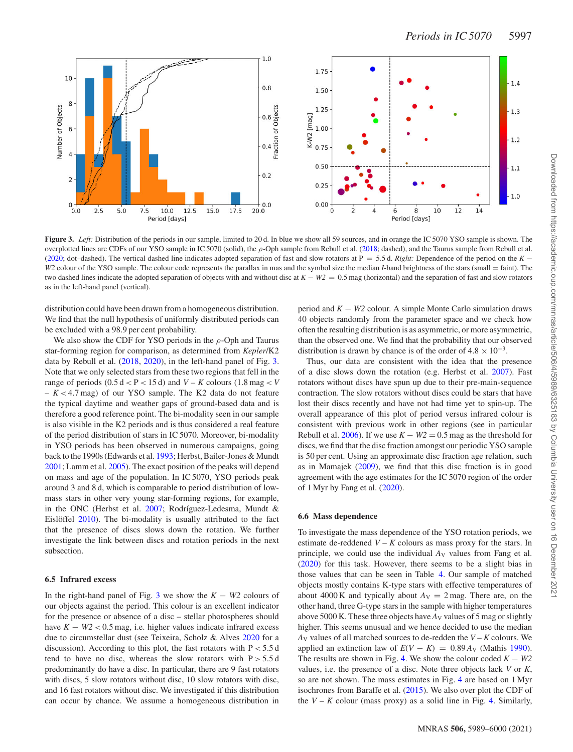**Figure 3.** *Left:* Distribution of the periods in our sample, limited to 20 d. In blue we show all 59 sources, and in orange the IC 5070 YSO sample is shown. The overplotted lines are CDFs of our YSO sample in IC 5070 (solid), the $\rho$-Oph sample from Rebull et al. (2018; dashed), and the Taurus sample from Rebull et al. (2020; dot–dashed). The vertical dashed line indicates adopted separation of fast and slow rotators at P = 5.5 d. *Right:* Dependence of the period on the $K - W2$ colour of the YSO sample. The colour code represents the parallax in mas and the symbol size the median $I$-band brightness of the stars (small = faint). The two dashed lines indicate the adopted separation of objects with and without disc at $K - W2$ = 0.5 mag (horizontal) and the separation of fast and slow rotators as in the left-hand panel (vertical).

distribution could have been drawn from a homogeneous distribution. We find that the null hypothesis of uniformly distributed periods can be excluded with a 98.9 per cent probability.

We also show the CDF for YSO periods in the $\rho$-Oph and Taurus star-forming region for comparison, as determined from *Kepler*/K2 data by Rebull et al. (2018, 2020), in the left-hand panel of Fig. 3. Note that we only selected stars from these two regions that fell in the range of periods (0.5 d < P < 15 d) and $V - K$ colours (1.8 mag < $V - K$ < 4.7 mag) of our YSO sample. The K2 data do not feature the typical daytime and weather gaps of ground-based data and is therefore a good reference point. The bi-modality seen in our sample is also visible in the K2 periods and is thus considered a real feature of the period distribution of stars in IC 5070. Moreover, bi-modality in YSO periods has been observed in numerous campaigns, going back to the 1990s (Edwards et al. 1993; Herbst, Bailer-Jones & Mundt 2001; Lamm et al. 2005). The exact position of the peaks will depend on mass and age of the population. In IC 5070, YSO periods peak around 3 and 8 d, which is comparable to period distribution of low-mass stars in other very young star-forming regions, for example, in the ONC (Herbst et al. 2007; Rodríguez-Ledesma, Mundt & Eislöffel 2010). The bi-modality is usually attributed to the fact that the presence of discs slows down the rotation. We further investigate the link between discs and rotation periods in the next subsection.

### 6.5 Infrared excess

In the right-hand panel of Fig. 3 we show the $K - W2$ colours of our objects against the period. This colour is an excellent indicator for the presence or absence of a disc – stellar photospheres should have $K - W2 < 0.5$ mag, i.e. higher values indicate infrared excess due to circumstellar dust (see Teixeira, Scholz & Alves 2020 for a discussion). According to this plot, the fast rotators with P < 5.5 d tend to have no disc, whereas the slow rotators with P > 5.5 d predominantly do have a disc. In particular, there are 9 fast rotators with discs, 5 slow rotators without disc, 10 slow rotators with disc, and 16 fast rotators without disc. We investigated if this distribution can occur by chance. We assume a homogeneous distribution in period and $K - W2$ colour. A simple Monte Carlo simulation draws 40 objects randomly from the parameter space and we check how often the resulting distribution is as asymmetric, or more asymmetric, than the observed one. We find that the probability that our observed distribution is drawn by chance is of the order of $4.8 \times 10^{-3}$.

Thus, our data are consistent with the idea that the presence of a disc slows down the rotation (e.g. Herbst et al. 2007). Fast rotators without discs have spun up due to their pre-main-sequence contraction. The slow rotators without discs could be stars that have lost their discs recently and have not had time yet to spin-up. The overall appearance of this plot of period versus infrared colour is consistent with previous work in other regions (see in particular Rebull et al. 2006). If we use $K - W2 = 0.5$ mag as the threshold for discs, we find that the disc fraction amongst our periodic YSO sample is 50 per cent. Using an approximate disc fraction age relation, such as in Mamajek (2009), we find that this disc fraction is in good agreement with the age estimates for the IC 5070 region of the order of 1 Myr by Fang et al. (2020).

### 6.6 Mass dependence

To investigate the mass dependence of the YSO rotation periods, we estimate de-reddened $V - K$ colours as mass proxy for the stars. In principle, we could use the individual $A_V$ values from Fang et al. (2020) for this task. However, there seems to be a slight bias in those values that can be seen in Table 4. Our sample of matched objects mostly contains K-type stars with effective temperatures of about 4000 K and typically about $A_V$ = 2 mag. There are, on the other hand, three G-type stars in the sample with higher temperatures above 5000 K. These three objects have $A_V$ values of 5 mag or slightly higher. This seems unusual and we hence decided to use the median $A_V$ values of all matched sources to de-redden the $V - K$ colours. We applied an extinction law of $E(V - K) = 0.89\,A_V$ (Mathis 1990). The results are shown in Fig. 4. We show the colour coded $K - W2$ values, i.e. the presence of a disc. Note three objects lack $V$ or $K$, so are not shown. The mass estimates in Fig. 4 are based on 1 Myr isochrones from Baraffe et al. (2015). We also over plot the CDF of the $V - K$ colour (mass proxy) as a solid line in Fig. 4. Similarly,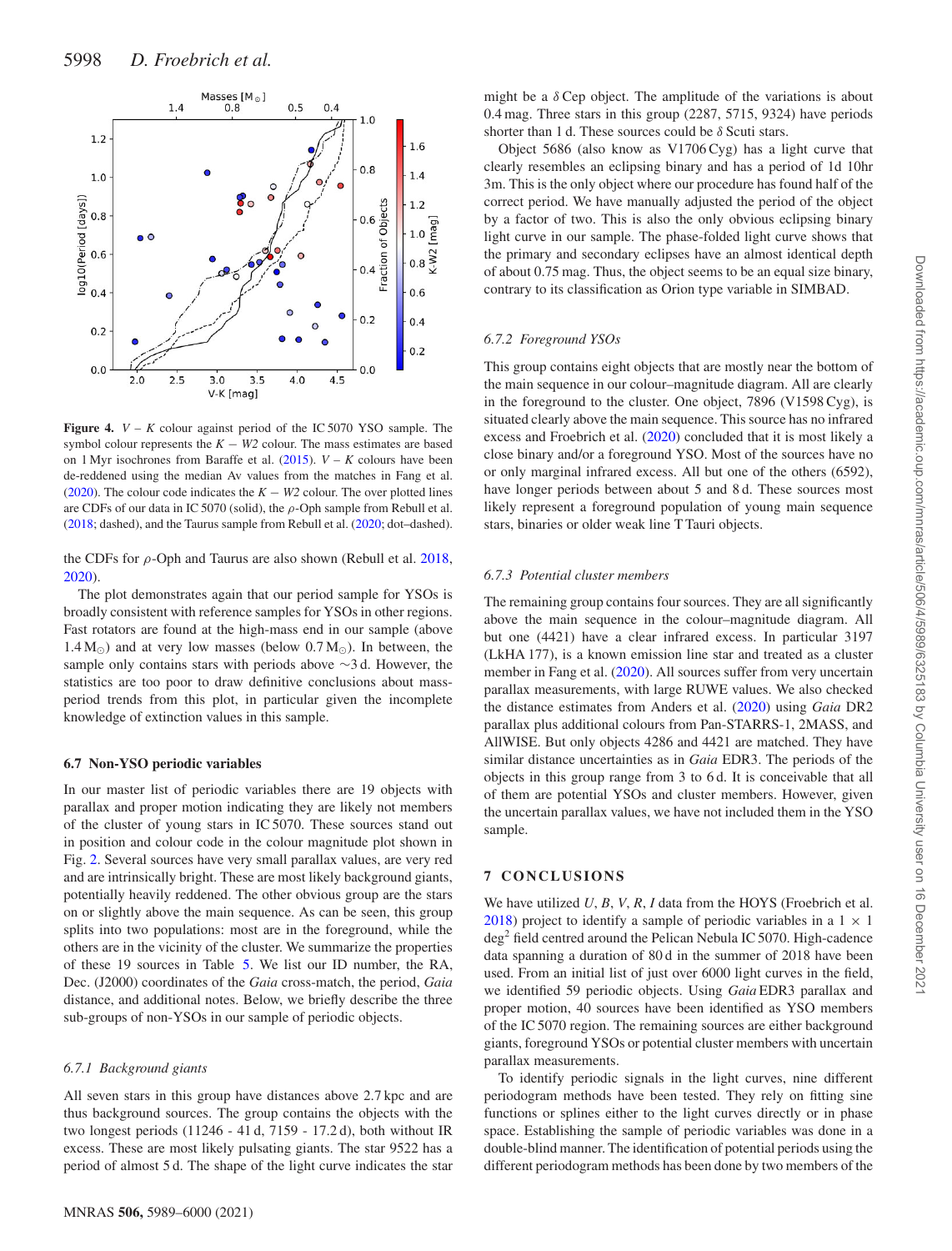**Figure 4.** $V-K$ colour against period of the IC 5070 YSO sample. The symbol colour represents the $K-W2$ colour. The mass estimates are based on 1 Myr isochrones from Baraffe et al. (2015). $V-K$ colours have been de-reddened using the median Av values from the matches in Fang et al. (2020). The colour code indicates the $K-W2$ colour. The over plotted lines are CDFs of our data in IC 5070 (solid), the $\rho$-Oph sample from Rebull et al. (2018; dashed), and the Taurus sample from Rebull et al. (2020; dot–dashed).

the CDFs for $\rho$-Oph and Taurus are also shown (Rebull et al. 2018, 2020).

The plot demonstrates again that our period sample for YSOs is broadly consistent with reference samples for YSOs in other regions. Fast rotators are found at the high-mass end in our sample (above 1.4 $M_\odot$) and at very low masses (below 0.7 $M_\odot$). In between, the sample only contains stars with periods above ∼3 d. However, the statistics are too poor to draw definitive conclusions about mass-period trends from this plot, in particular given the incomplete knowledge of extinction values in this sample.

### 6.7 Non-YSO periodic variables

In our master list of periodic variables there are 19 objects with parallax and proper motion indicating they are likely not members of the cluster of young stars in IC 5070. These sources stand out in position and colour code in the colour magnitude plot shown in Fig. 2. Several sources have very small parallax values, are very red and are intrinsically bright. These are most likely background giants, potentially heavily reddened. The other obvious group are the stars on or slightly above the main sequence. As can be seen, this group splits into two populations: most are in the foreground, while the others are in the vicinity of the cluster. We summarize the properties of these 19 sources in Table 5. We list our ID number, the RA, Dec. (J2000) coordinates of the *Gaia* cross-match, the period, *Gaia* distance, and additional notes. Below, we briefly describe the three sub-groups of non-YSOs in our sample of periodic objects.

#### *6.7.1 Background giants*

All seven stars in this group have distances above 2.7 kpc and are thus background sources. The group contains the objects with the two longest periods (11246 - 41 d, 7159 - 17.2 d), both without IR excess. These are most likely pulsating giants. The star 9522 has a period of almost 5 d. The shape of the light curve indicates the star might be a $\delta$ Cep object. The amplitude of the variations is about 0.4 mag. Three stars in this group (2287, 5715, 9324) have periods shorter than 1 d. These sources could be $\delta$ Scuti stars.

Object 5686 (also know as V1706 Cyg) has a light curve that clearly resembles an eclipsing binary and has a period of 1d 10hr 3m. This is the only object where our procedure has found half of the correct period. We have manually adjusted the period of the object by a factor of two. This is also the only obvious eclipsing binary light curve in our sample. The phase-folded light curve shows that the primary and secondary eclipses have an almost identical depth of about 0.75 mag. Thus, the object seems to be an equal size binary, contrary to its classification as Orion type variable in SIMBAD.

#### *6.7.2 Foreground YSOs*

This group contains eight objects that are mostly near the bottom of the main sequence in our colour–magnitude diagram. All are clearly in the foreground to the cluster. One object, 7896 (V1598 Cyg), is situated clearly above the main sequence. This source has no infrared excess and Froebrich et al. (2020) concluded that it is most likely a close binary and/or a foreground YSO. Most of the sources have no or only marginal infrared excess. All but one of the others (6592), have longer periods between about 5 and 8 d. These sources most likely represent a foreground population of young main sequence stars, binaries or older weak line T Tauri objects.

#### *6.7.3 Potential cluster members*

The remaining group contains four sources. They are all significantly above the main sequence in the colour–magnitude diagram. All but one (4421) have a clear infrared excess. In particular 3197 (LkHA 177), is a known emission line star and treated as a cluster member in Fang et al. (2020). All sources suffer from very uncertain parallax measurements, with large RUWE values. We also checked the distance estimates from Anders et al. (2020) using *Gaia* DR2 parallax plus additional colours from Pan-STARRS-1, 2MASS, and AllWISE. But only objects 4286 and 4421 are matched. They have similar distance uncertainties as in *Gaia* EDR3. The periods of the objects in this group range from 3 to 6 d. It is conceivable that all of them are potential YSOs and cluster members. However, given the uncertain parallax values, we have not included them in the YSO sample.

## 7 CONCLUSIONS

We have utilized $U$, $B$, $V$, $R$, $I$ data from the HOYS (Froebrich et al. 2018) project to identify a sample of periodic variables in a 1 × 1 deg$^2$ field centred around the Pelican Nebula IC 5070. High-cadence data spanning a duration of 80 d in the summer of 2018 have been used. From an initial list of just over 6000 light curves in the field, we identified 59 periodic objects. Using *Gaia* EDR3 parallax and proper motion, 40 sources have been identified as YSO members of the IC 5070 region. The remaining sources are either background giants, foreground YSOs or potential cluster members with uncertain parallax measurements.

To identify periodic signals in the light curves, nine different periodogram methods have been tested. They rely on fitting sine functions or splines either to the light curves directly or in phase space. Establishing the sample of periodic variables was done in a double-blind manner. The identification of potential periods using the different periodogram methods has been done by two members of the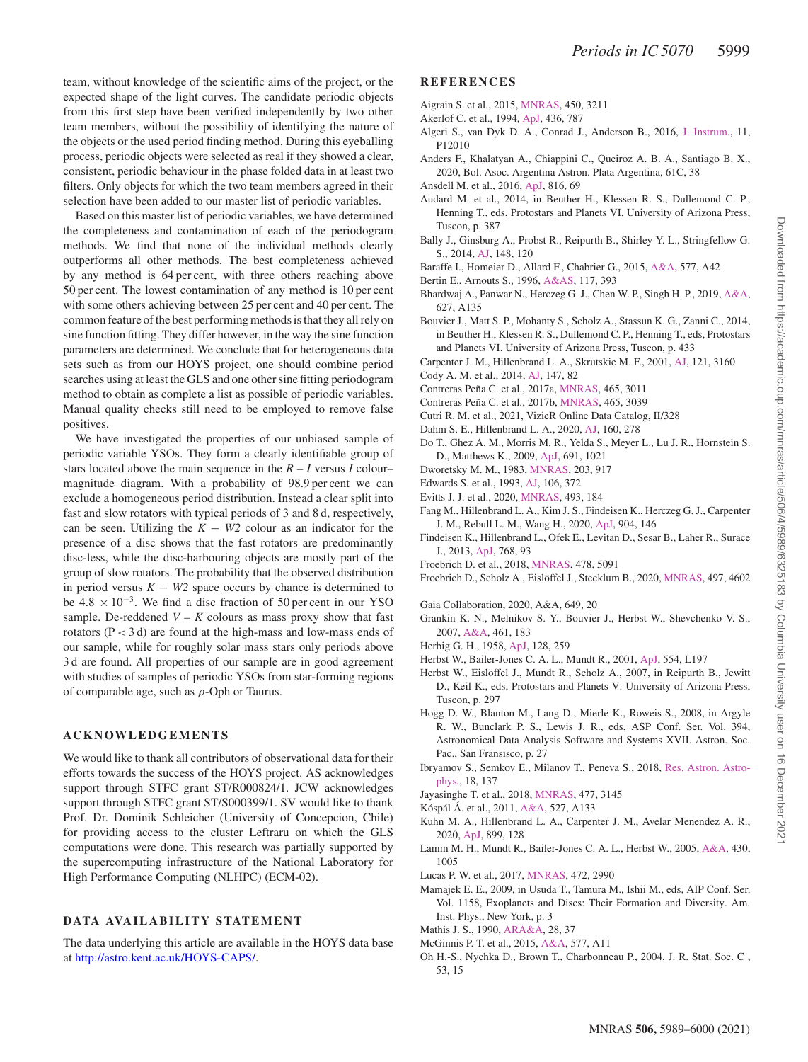team, without knowledge of the scientific aims of the project, or the expected shape of the light curves. The candidate periodic objects from this first step have been verified independently by two other team members, without the possibility of identifying the nature of the objects or the used period finding method. During this eyeballing process, periodic objects were selected as real if they showed a clear, consistent, periodic behaviour in the phase folded data in at least two filters. Only objects for which the two team members agreed in their selection have been added to our master list of periodic variables.

Based on this master list of periodic variables, we have determined the completeness and contamination of each of the periodogram methods. We find that none of the individual methods clearly outperforms all other methods. The best completeness achieved by any method is 64 per cent, with three others reaching above 50 per cent. The lowest contamination of any method is 10 per cent with some others achieving between 25 per cent and 40 per cent. The common feature of the best performing methods is that they all rely on sine function fitting. They differ however, in the way the sine function parameters are determined. We conclude that for heterogeneous data sets such as from our HOYS project, one should combine period searches using at least the GLS and one other sine fitting periodogram method to obtain as complete a list as possible of periodic variables. Manual quality checks still need to be employed to remove false positives.

We have investigated the properties of our unbiased sample of periodic variable YSOs. They form a clearly identifiable group of stars located above the main sequence in the $R - I$ versus $I$ colour–magnitude diagram. With a probability of 98.9 per cent we can exclude a homogeneous period distribution. Instead a clear split into fast and slow rotators with typical periods of 3 and 8 d, respectively, can be seen. Utilizing the $K - W2$ colour as an indicator for the presence of a disc shows that the fast rotators are predominantly disc-less, while the disc-harbouring objects are mostly part of the group of slow rotators. The probability that the observed distribution in period versus $K - W2$ space occurs by chance is determined to be $4.8 \times 10^{-3}$. We find a disc fraction of 50 per cent in our YSO sample. De-reddened $V - K$ colours as mass proxy show that fast rotators ($P < 3$ d) are found at the high-mass and low-mass ends of our sample, while for roughly solar mass stars only periods above 3 d are found. All properties of our sample are in good agreement with studies of samples of periodic YSOs from star-forming regions of comparable age, such as $\rho$-Oph or Taurus.

## ACKNOWLEDGEMENTS

We would like to thank all contributors of observational data for their efforts towards the success of the HOYS project. AS acknowledges support through STFC grant ST/R000824/1. JCW acknowledges support through STFC grant ST/S000399/1. SV would like to thank Prof. Dr. Dominik Schleicher (University of Concepcion, Chile) for providing access to the cluster Leftraru on which the GLS computations were done. This research was partially supported by the supercomputing infrastructure of the National Laboratory for High Performance Computing (NLHPC) (ECM-02).

## DATA AVAILABILITY STATEMENT

The data underlying this article are available in the HOYS data base at http://astro.kent.ac.uk/HOYS-CAPS/.

## REFERENCES

Aigrain S. et al., 2015, MNRAS, 450, 3211
Akerlof C. et al., 1994, ApJ, 436, 787
Algeri S., van Dyk D. A., Conrad J., Anderson B., 2016, J. Instrum., 11, P12010
Anders F., Khalatyan A., Chiappini C., Queiroz A. B. A., Santiago B. X., 2020, Bol. Asoc. Argentina Astron. Plata Argentina, 61C, 38
Ansdell M. et al., 2016, ApJ, 816, 69
Audard M. et al., 2014, in Beuther H., Klessen R. S., Dullemond C. P., Henning T., eds, Protostars and Planets VI. University of Arizona Press, Tuscon, p. 387
Bally J., Ginsburg A., Probst R., Reipurth B., Shirley Y. L., Stringfellow G. S., 2014, AJ, 148, 120
Baraffe I., Homeier D., Allard F., Chabrier G., 2015, A&A, 577, A42
Bertin E., Arnouts S., 1996, A&AS, 117, 393
Bhardwaj A., Panwar N., Herczeg G. J., Chen W. P., Singh H. P., 2019, A&A, 627, A135
Bouvier J., Matt S. P., Mohanty S., Scholz A., Stassun K. G., Zanni C., 2014, in Beuther H., Klessen R. S., Dullemond C. P., Henning T., eds, Protostars and Planets VI. University of Arizona Press, Tuscon, p. 433
Carpenter J. M., Hillenbrand L. A., Skrutskie M. F., 2001, AJ, 121, 3160
Cody A. M. et al., 2014, AJ, 147, 82
Contreras Peña C. et al., 2017a, MNRAS, 465, 3011
Contreras Peña C. et al., 2017b, MNRAS, 465, 3039
Cutri R. M. et al., 2021, VizieR Online Data Catalog, II/328
Dahm S. E., Hillenbrand L. A., 2020, AJ, 160, 278
Do T., Ghez A. M., Morris M. R., Yelda S., Meyer L., Lu J. R., Hornstein S. D., Matthews K., 2009, ApJ, 691, 1021
Dworetsky M. M., 1983, MNRAS, 203, 917
Edwards S. et al., 1993, AJ, 106, 372
Evitts J. J. et al., 2020, MNRAS, 493, 184
Fang M., Hillenbrand L. A., Kim J. S., Findeisen K., Herczeg G. J., Carpenter J. M., Rebull L. M., Wang H., 2020, ApJ, 904, 146
Findeisen K., Hillenbrand L., Ofek E., Levitan D., Sesar B., Laher R., Surace J., 2013, ApJ, 768, 93
Froebrich D. et al., 2018, MNRAS, 478, 5091
Froebrich D., Scholz A., Eislöffel J., Stecklum B., 2020, MNRAS, 497, 4602
Gaia Collaboration, 2020, A&A, 649, 20
Grankin K. N., Melnikov S. Y., Bouvier J., Herbst W., Shevchenko V. S., 2007, A&A, 461, 183
Herbig G. H., 1958, ApJ, 128, 259
Herbst W., Bailer-Jones C. A. L., Mundt R., 2001, ApJ, 554, L197
Herbst W., Eislöffel J., Mundt R., Scholz A., 2007, in Reipurth B., Jewitt D., Keil K., eds, Protostars and Planets V. University of Arizona Press, Tuscon, p. 297
Hogg D. W., Blanton M., Lang D., Mierle K., Roweis S., 2008, in Argyle R. W., Bunclark P. S., Lewis J. R., eds, ASP Conf. Ser. Vol. 394, Astronomical Data Analysis Software and Systems XVII. Astron. Soc. Pac., San Fransisco, p. 27
Ibryamov S., Semkov E., Milanov T., Peneva S., 2018, Res. Astron. Astrophys., 18, 137
Jayasinghe T. et al., 2018, MNRAS, 477, 3145
Kóspál Á. et al., 2011, A&A, 527, A133
Kuhn M. A., Hillenbrand L. A., Carpenter J. M., Avelar Menendez A. R., 2020, ApJ, 899, 128
Lamm M. H., Mundt R., Bailer-Jones C. A. L., Herbst W., 2005, A&A, 430, 1005
Lucas P. W. et al., 2017, MNRAS, 472, 2990
Mamajek E. E., 2009, in Usuda T., Tamura M., Ishii M., eds, AIP Conf. Ser. Vol. 1158, Exoplanets and Discs: Their Formation and Diversity. Am. Inst. Phys., New York, p. 3
Mathis J. S., 1990, ARA&A, 28, 37
McGinnis P. T. et al., 2015, A&A, 577, A11
Oh H.-S., Nychka D., Brown T., Charbonneau P., 2004, J. R. Stat. Soc. C , 53, 15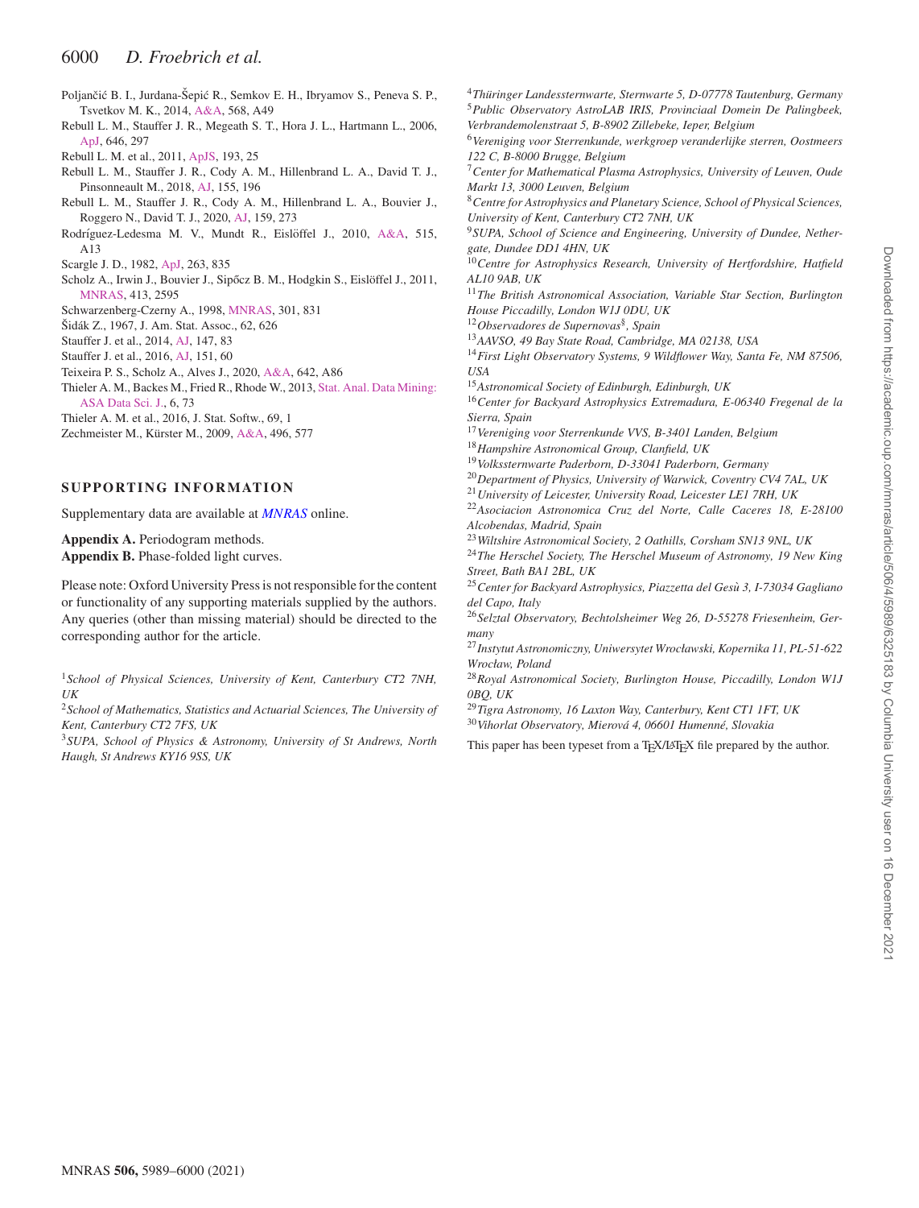Poljančić B. I., Jurdana-Šepić R., Semkov E. H., Ibryamov S., Peneva S. P., Tsvetkov M. K., 2014, A&A, 568, A49

Rebull L. M., Stauffer J. R., Megeath S. T., Hora J. L., Hartmann L., 2006, ApJ, 646, 297

Rebull L. M. et al., 2011, ApJS, 193, 25

Rebull L. M., Stauffer J. R., Cody A. M., Hillenbrand L. A., David T. J., Pinsonneault M., 2018, AJ, 155, 196

Rebull L. M., Stauffer J. R., Cody A. M., Hillenbrand L. A., Bouvier J., Roggero N., David T. J., 2020, AJ, 159, 273

Rodríguez-Ledesma M. V., Mundt R., Eislöffel J., 2010, A&A, 515, A13

Scargle J. D., 1982, ApJ, 263, 835

Scholz A., Irwin J., Bouvier J., Sipőcz B. M., Hodgkin S., Eislöffel J., 2011, MNRAS, 413, 2595

Schwarzenberg-Czerny A., 1998, MNRAS, 301, 831

Šidák Z., 1967, J. Am. Stat. Assoc., 62, 626

Stauffer J. et al., 2014, AJ, 147, 83

Stauffer J. et al., 2016, AJ, 151, 60

Teixeira P. S., Scholz A., Alves J., 2020, A&A, 642, A86

Thieler A. M., Backes M., Fried R., Rhode W., 2013, Stat. Anal. Data Mining: ASA Data Sci. J., 6, 73

Thieler A. M. et al., 2016, J. Stat. Softw., 69, 1

Zechmeister M., Kürster M., 2009, A&A, 496, 577

## SUPPORTING INFORMATION

Supplementary data are available at *MNRAS* online.

**Appendix A.** Periodogram methods.
**Appendix B.** Phase-folded light curves.

Please note: Oxford University Press is not responsible for the content or functionality of any supporting materials supplied by the authors. Any queries (other than missing material) should be directed to the corresponding author for the article.

[1]*School of Physical Sciences, University of Kent, Canterbury CT2 7NH, UK*
[2]*School of Mathematics, Statistics and Actuarial Sciences, The University of Kent, Canterbury CT2 7FS, UK*
[3]*SUPA, School of Physics & Astronomy, University of St Andrews, North Haugh, St Andrews KY16 9SS, UK*
[4]*Thüringer Landessternwarte, Sternwarte 5, D-07778 Tautenburg, Germany*
[5]*Public Observatory AstroLAB IRIS, Provinciaal Domein De Palingbeek, Verbrandemolenstraat 5, B-8902 Zillebeke, Ieper, Belgium*
[6]*Vereniging voor Sterrenkunde, werkgroep veranderlijke sterren, Oostmeers 122 C, B-8000 Brugge, Belgium*
[7]*Center for Mathematical Plasma Astrophysics, University of Leuven, Oude Markt 13, 3000 Leuven, Belgium*
[8]*Centre for Astrophysics and Planetary Science, School of Physical Sciences, University of Kent, Canterbury CT2 7NH, UK*
[9]*SUPA, School of Science and Engineering, University of Dundee, Nethergate, Dundee DD1 4HN, UK*
[10]*Centre for Astrophysics Research, University of Hertfordshire, Hatfield AL10 9AB, UK*
[11]*The British Astronomical Association, Variable Star Section, Burlington House Piccadilly, London W1J 0DU, UK*
[12]*Observadores de Supernovas*[§]*, Spain*
[13]*AAVSO, 49 Bay State Road, Cambridge, MA 02138, USA*
[14]*First Light Observatory Systems, 9 Wildflower Way, Santa Fe, NM 87506, USA*
[15]*Astronomical Society of Edinburgh, Edinburgh, UK*
[16]*Center for Backyard Astrophysics Extremadura, E-06340 Fregenal de la Sierra, Spain*
[17]*Vereniging voor Sterrenkunde VVS, B-3401 Landen, Belgium*
[18]*Hampshire Astronomical Group, Clanfield, UK*
[19]*Volkssternwarte Paderborn, D-33041 Paderborn, Germany*
[20]*Department of Physics, University of Warwick, Coventry CV4 7AL, UK*
[21]*University of Leicester, University Road, Leicester LE1 7RH, UK*
[22]*Asociacion Astronomica Cruz del Norte, Calle Caceres 18, E-28100 Alcobendas, Madrid, Spain*
[23]*Wiltshire Astronomical Society, 2 Oathills, Corsham SN13 9NL, UK*
[24]*The Herschel Society, The Herschel Museum of Astronomy, 19 New King Street, Bath BA1 2BL, UK*
[25]*Center for Backyard Astrophysics, Piazzetta del Gesù 3, I-73034 Gagliano del Capo, Italy*
[26]*Selztal Observatory, Bechtolsheimer Weg 26, D-55278 Friesenheim, Germany*
[27]*Instytut Astronomiczny, Uniwersytet Wrocławski, Kopernika 11, PL-51-622 Wrocław, Poland*
[28]*Royal Astronomical Society, Burlington House, Piccadilly, London W1J 0BQ, UK*
[29]*Tigra Astronomy, 16 Laxton Way, Canterbury, Kent CT1 1FT, UK*
[30]*Vihorlat Observatory, Mierová 4, 06601 Humenné, Slovakia*

This paper has been typeset from a TEX/LATEX file prepared by the author.